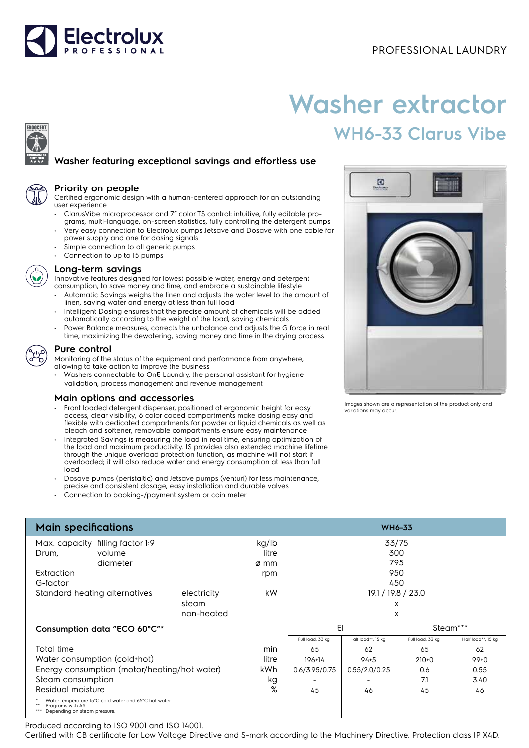PROFESSIONAL LAUNDRY

# Washer extractor

## WH6-33 Clarus Vibe

### Washer featuring exceptional savings and effortless use

### Priority on people

Certified ergonomic design with a human-centered approach for an outstanding user experience

- ClarusVibe microprocessor and 7" color TS control: intuitive, fully editable programs, multi-language, on-screen statistics, fully controlling the detergent pumps
- Very easy connection to Electrolux pumps Jetsave and Dosave with one cable for power supply and one for dosing signals
- Simple connection to all generic pumps
- Connection to up to 15 pumps

### Long-term savings

Innovative features designed for lowest possible water, energy and detergent consumption, to save money and time, and embrace a sustainable lifestyle

- Automatic Savings weighs the linen and adjusts the water level to the amount of linen, saving water and energy at less than full load
- Intelligent Dosing ensures that the precise amount of chemicals will be added automatically according to the weight of the load, saving chemicals
- Power Balance measures, corrects the unbalance and adjusts the G force in real time, maximizing the dewatering, saving money and time in the drying process

### Pure control

Monitoring of the status of the equipment and performance from anywhere, allowing to take action to improve the business

- Washers connectable to OnE Laundry, the personal assistant for hygiene validation, process management and revenue management

### Main options and accessories

- Front loaded detergent dispenser, positioned at ergonomic height for easy access, clear visibility; 6 color coded compartments make dosing easy and flexible with dedicated compartments for powder or liquid chemicals as well as bleach and softener; removable compartments ensure easy maintenance
- Integrated Savings is measuring the load in real time, ensuring optimization of the load and maximum productivity. IS provides also extended machine lifetime through the unique overload protection function, as machine will not start if overloaded; it will also reduce water and energy consumption at less than full load
- Dosave pumps (peristaltic) and Jetsave pumps (venturi) for less maintenance, precise and consistent dosage, easy installation and durable valves
- Connection to booking-/payment system or coin meter

Images shown are a representation of the product only and variations may occur.

| Main specifications | | | | WH6-33 | | | |
|---|---|---|---|---|---|---|---|
| Max. capacity | filling factor 1:9 | | kg/lb | 33/75 | | | |
| Drum, | volume | | litre | 300 | | | |
| | diameter | | ø mm | 795 | | | |
| Extraction | | | rpm | 950 | | | |
| G-factor | | | | 450 | | | |
| Standard heating alternatives | | electricity | kW | 19.1 / 19.8 / 23.0 | | | |
| | | steam | | x | | | |
| | | non-heated | | x | | | |
| **Consumption data "ECO 60°C"*** | | | | El | | Steam*** | |
| | | | | Full load, 33 kg | Half load**, 15 kg | Full load, 33 kg | Half load**, 15 kg |
| Total time | | | min | 65 | 62 | 65 | 62 |
| Water consumption (cold+hot) | | | litre | 196+14 | 94+5 | 210+0 | 99+0 |
| Energy consumption (motor/heating/hot water) | | | kWh | 0.6/3.95/0.75 | 0.55/2.0/0.25 | 0.6 | 0.55 |
| Steam consumption | | | kg | - | - | 7.1 | 3.40 |
| Residual moisture | | | % | 45 | 46 | 45 | 46 |

\* Water temperature 15°C cold water and 65°C hot water.
\*\* Programs with AS.
\*\*\* Depending on steam pressure.

Produced according to ISO 9001 and ISO 14001.
Certified with CB certificate for Low Voltage Directive and S-mark according to the Machinery Directive. Protection class IP X4D.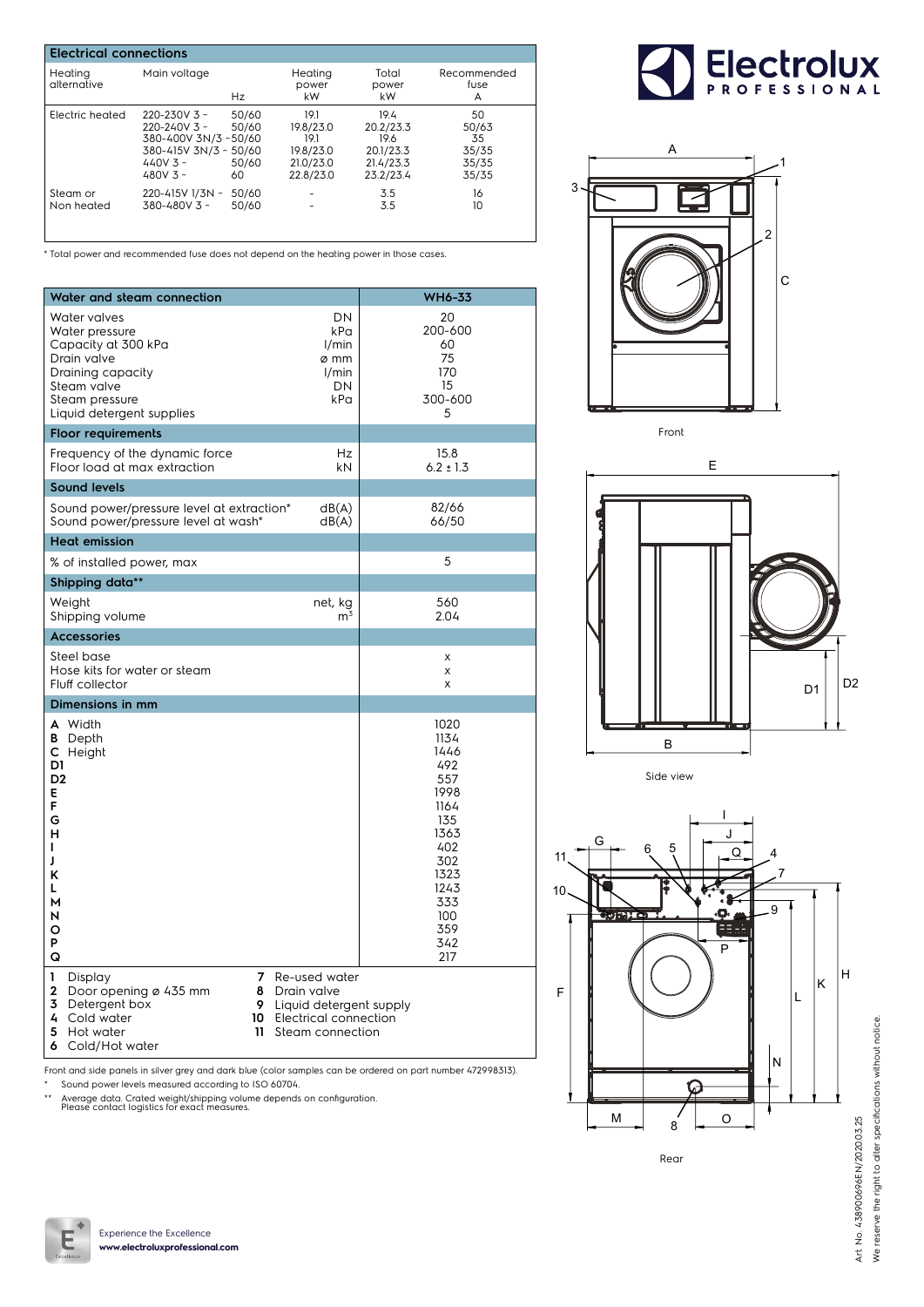## Electrical connections

| Heating alternative | Main voltage | Hz | Heating power kW | Total power kW | Recommended fuse A |
|---|---|---|---|---|---|
| Electric heated | 220-230V 3 ~ | 50/60 | 19.1 | 19.4 | 50 |
| | 220-240V 3 ~ | 50/60 | 19.8/23.0 | 20.2/23.3 | 50/63 |
| | 380-400V 3N/3 ~ | 50/60 | 19.1 | 19.6 | 35 |
| | 380-415V 3N/3 ~ | 50/60 | 19.8/23.0 | 20.1/23.3 | 35/35 |
| | 440V 3 ~ | 50/60 | 21.0/23.0 | 21.4/23.3 | 35/35 |
| | 480V 3 ~ | 60 | 22.8/23.0 | 23.2/23.4 | 35/35 |
| Steam or Non heated | 220-415V 1/3N ~ | 50/60 | - | 3.5 | 16 |
| | 380-480V 3 ~ | 50/60 | - | 3.5 | 10 |

* Total power and recommended fuse does not depend on the heating power in those cases.

| Water and steam connection | | WH6-33 |
|---|---|---|
| Water valves | DN | 20 |
| Water pressure | kPa | 200-600 |
| Capacity at 300 kPa | l/min | 60 |
| Drain valve | ø mm | 75 |
| Draining capacity | l/min | 170 |
| Steam valve | DN | 15 |
| Steam pressure | kPa | 300-600 |
| Liquid detergent supplies | | 5 |
| **Floor requirements** | | |
| Frequency of the dynamic force | Hz | 15.8 |
| Floor load at max extraction | kN | 6.2 ± 1.3 |
| **Sound levels** | | |
| Sound power/pressure level at extraction* | dB(A) | 82/66 |
| Sound power/pressure level at wash* | dB(A) | 66/50 |
| **Heat emission** | | |
| % of installed power, max | | 5 |
| **Shipping data**** | | |
| Weight | net, kg | 560 |
| Shipping volume | $m^3$ | 2.04 |
| **Accessories** | | |
| Steel base | | x |
| Hose kits for water or steam | | x |
| Fluff collector | | x |
| **Dimensions in mm** | | |
| **A** Width | | 1020 |
| **B** Depth | | 1134 |
| **C** Height | | 1446 |
| **D1** | | 492 |
| **D2** | | 557 |
| **E** | | 1998 |
| **F** | | 1164 |
| **G** | | 135 |
| **H** | | 1363 |
| **I** | | 402 |
| **J** | | 302 |
| **K** | | 1323 |
| **L** | | 1243 |
| **M** | | 333 |
| **N** | | 100 |
| **O** | | 359 |
| **P** | | 342 |
| **Q** | | 217 |

1. Display
2. Door opening ø 435 mm
3. Detergent box
4. Cold water
5. Hot water
6. Cold/Hot water
7. Re-used water
8. Drain valve
9. Liquid detergent supply
10. Electrical connection
11. Steam connection

Front and side panels in silver grey and dark blue (color samples can be ordered on part number 472998313).

\* Sound power levels measured according to ISO 60704.

** Average data. Crated weight/shipping volume depends on configuration. Please contact logistics for exact measures.

Front

Side view

Rear

Experience the Excellence
**www.electroluxprofessional.com**

Art. No. 438900696EN/2020.03.25
We reserve the right to alter specifications without notice.